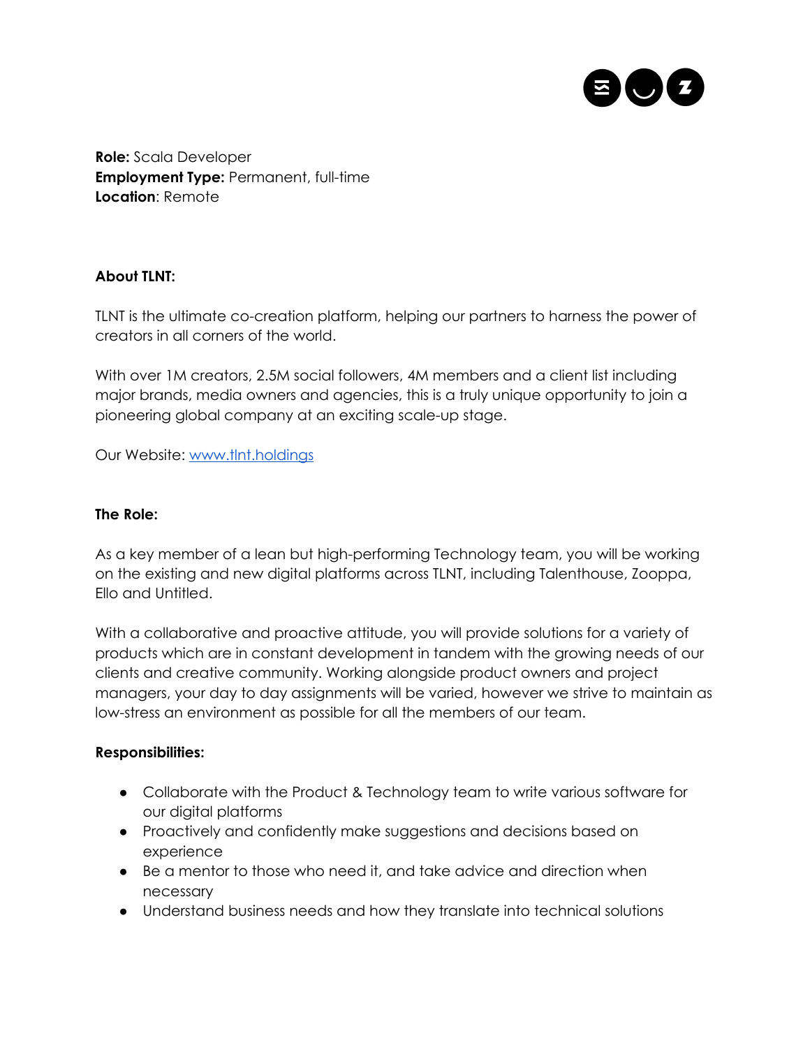**Role:** Scala Developer
**Employment Type:** Permanent, full-time
**Location**: Remote

**About TLNT:**

TLNT is the ultimate co-creation platform, helping our partners to harness the power of creators in all corners of the world.

With over 1M creators, 2.5M social followers, 4M members and a client list including major brands, media owners and agencies, this is a truly unique opportunity to join a pioneering global company at an exciting scale-up stage.

Our Website: [www.tlnt.holdings](http://www.tlnt.holdings)

**The Role:**

As a key member of a lean but high-performing Technology team, you will be working on the existing and new digital platforms across TLNT, including Talenthouse, Zooppa, Ello and Untitled.

With a collaborative and proactive attitude, you will provide solutions for a variety of products which are in constant development in tandem with the growing needs of our clients and creative community. Working alongside product owners and project managers, your day to day assignments will be varied, however we strive to maintain as low-stress an environment as possible for all the members of our team.

**Responsibilities:**

- Collaborate with the Product & Technology team to write various software for our digital platforms
- Proactively and confidently make suggestions and decisions based on experience
- Be a mentor to those who need it, and take advice and direction when necessary
- Understand business needs and how they translate into technical solutions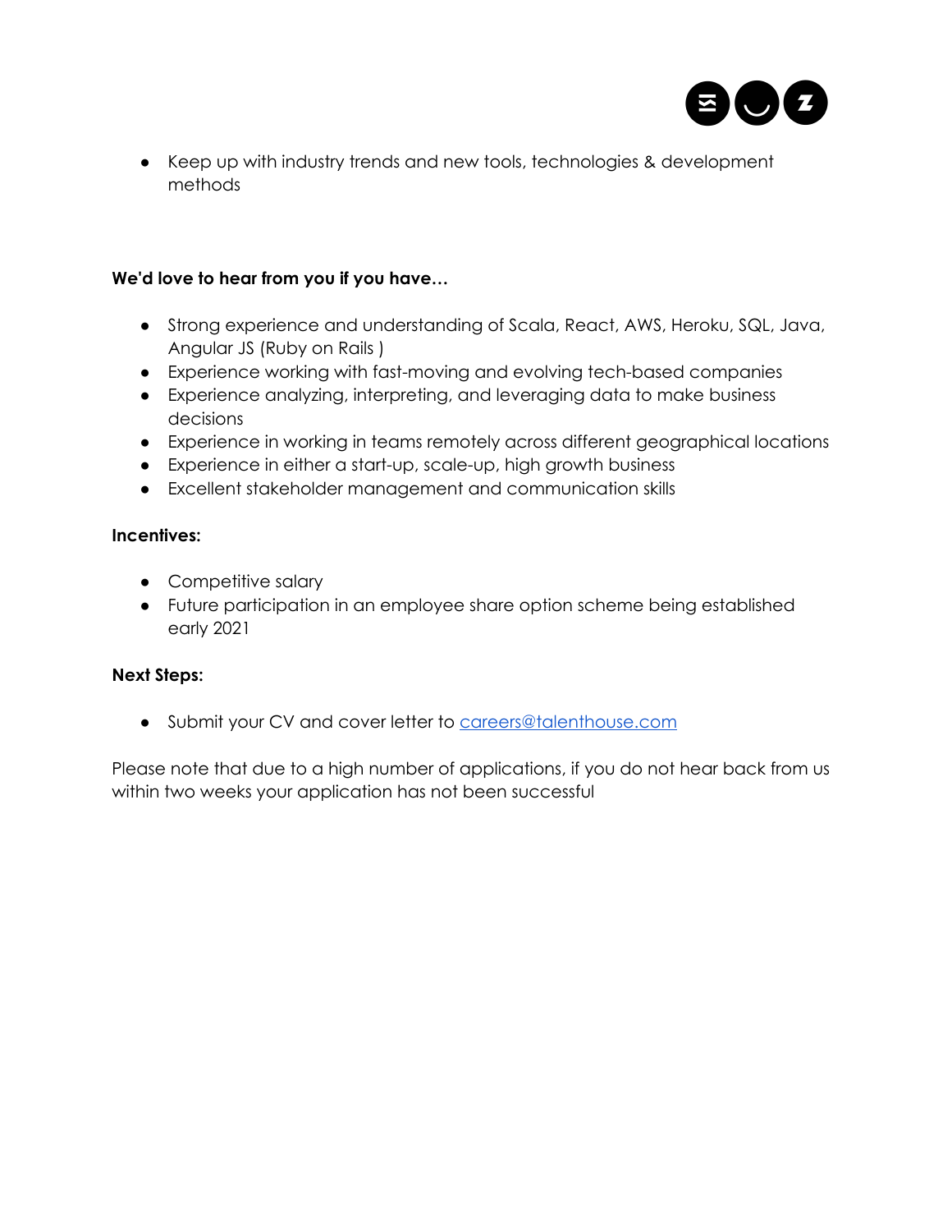- Keep up with industry trends and new tools, technologies & development methods

**We'd love to hear from you if you have…**

- Strong experience and understanding of Scala, React, AWS, Heroku, SQL, Java, Angular JS (Ruby on Rails )
- Experience working with fast-moving and evolving tech-based companies
- Experience analyzing, interpreting, and leveraging data to make business decisions
- Experience in working in teams remotely across different geographical locations
- Experience in either a start-up, scale-up, high growth business
- Excellent stakeholder management and communication skills

**Incentives:**

- Competitive salary
- Future participation in an employee share option scheme being established early 2021

**Next Steps:**

- Submit your CV and cover letter to careers@talenthouse.com

Please note that due to a high number of applications, if you do not hear back from us within two weeks your application has not been successful